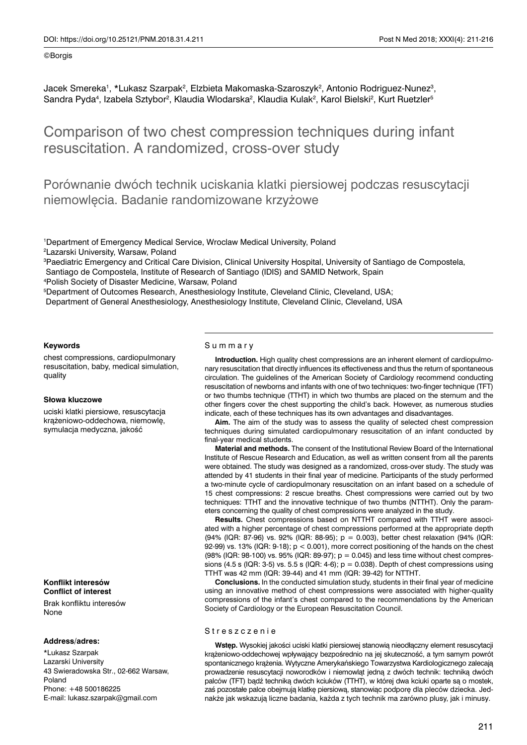©Borgis

Jacek Smereka[1], *Lukasz Szarpak[2], Elzbieta Makomaska-Szaroszyk[2], Antonio Rodriguez-Nunez[3], Sandra Pyda[4], Izabela Sztybor[2], Klaudia Wlodarska[2], Klaudia Kulak[2], Karol Bielski[2], Kurt Ruetzler[5]

# Comparison of two chest compression techniques during infant resuscitation. A randomized, cross-over study

## Porównanie dwóch technik uciskania klatki piersiowej podczas resuscytacji niemowlęcia. Badanie randomizowane krzyżowe

[1]Department of Emergency Medical Service, Wroclaw Medical University, Poland
[2]Lazarski University, Warsaw, Poland
[3]Paediatric Emergency and Critical Care Division, Clinical University Hospital, University of Santiago de Compostela, Santiago de Compostela, Institute of Research of Santiago (IDIS) and SAMID Network, Spain
[4]Polish Society of Disaster Medicine, Warsaw, Poland
[5]Department of Outcomes Research, Anesthesiology Institute, Cleveland Clinic, Cleveland, USA; Department of General Anesthesiology, Anesthesiology Institute, Cleveland Clinic, Cleveland, USA

**Keywords**

chest compressions, cardiopulmonary resuscitation, baby, medical simulation, quality

**Słowa kluczowe**

uciski klatki piersiowe, resuscytacja krążeniowo-oddechowa, niemowlę, symulacja medyczna, jakość

**Konflikt interesów**
**Conflict of interest**

Brak konfliktu interesów
None

**Address/adres:**

*Lukasz Szarpak
Lazarski University
43 Swieradowska Str., 02-662 Warsaw, Poland
Phone: +48 500186225
E-mail: lukasz.szarpak@gmail.com

### Summary

**Introduction.** High quality chest compressions are an inherent element of cardiopulmonary resuscitation that directly influences its effectiveness and thus the return of spontaneous circulation. The guidelines of the American Society of Cardiology recommend conducting resuscitation of newborns and infants with one of two techniques: two-finger technique (TFT) or two thumbs technique (TTHT) in which two thumbs are placed on the sternum and the other fingers cover the chest supporting the child's back. However, as numerous studies indicate, each of these techniques has its own advantages and disadvantages.

**Aim.** The aim of the study was to assess the quality of selected chest compression techniques during simulated cardiopulmonary resuscitation of an infant conducted by final-year medical students.

**Material and methods.** The consent of the Institutional Review Board of the International Institute of Rescue Research and Education, as well as written consent from all the parents were obtained. The study was designed as a randomized, cross-over study. The study was attended by 41 students in their final year of medicine. Participants of the study performed a two-minute cycle of cardiopulmonary resuscitation on an infant based on a schedule of 15 chest compressions: 2 rescue breaths. Chest compressions were carried out by two techniques: TTHT and the innovative technique of two thumbs (NTTHT). Only the parameters concerning the quality of chest compressions were analyzed in the study.

**Results.** Chest compressions based on NTTHT compared with TTHT were associated with a higher percentage of chest compressions performed at the appropriate depth (94% (IQR: 87-96) vs. 92% (IQR: 88-95); $p = 0.003$), better chest relaxation (94% (IQR: 92-99) vs. 13% (IQR: 9-18); $p < 0.001$), more correct positioning of the hands on the chest (98% (IQR: 98-100) vs. 95% (IQR: 89-97); $p = 0.045$) and less time without chest compressions (4.5 s (IQR: 3-5) vs. 5.5 s (IQR: 4-6); $p = 0.038$). Depth of chest compressions using TTHT was 42 mm (IQR: 39-44) and 41 mm (IQR: 39-42) for NTTHT.

**Conclusions.** In the conducted simulation study, students in their final year of medicine using an innovative method of chest compressions were associated with higher-quality compressions of the infant's chest compared to the recommendations by the American Society of Cardiology or the European Resuscitation Council.

### Streszczenie

**Wstęp.** Wysokiej jakości uciski klatki piersiowej stanowią nieodłączny element resuscytacji krążeniowo-oddechowej wpływający bezpośrednio na jej skuteczność, a tym samym powrót spontanicznego krążenia. Wytyczne Amerykańskiego Towarzystwa Kardiologicznego zalecają prowadzenie resuscytacji noworodków i niemowląt jedną z dwóch technik: techniką dwóch palców (TFT) bądź techniką dwóch kciuków (TTHT), w której dwa kciuki oparte są o mostek, zaś pozostałe palce obejmują klatkę piersiową, stanowiąc podporę dla pleców dziecka. Jednakże jak wskazują liczne badania, każda z tych technik ma zarówno plusy, jak i minusy.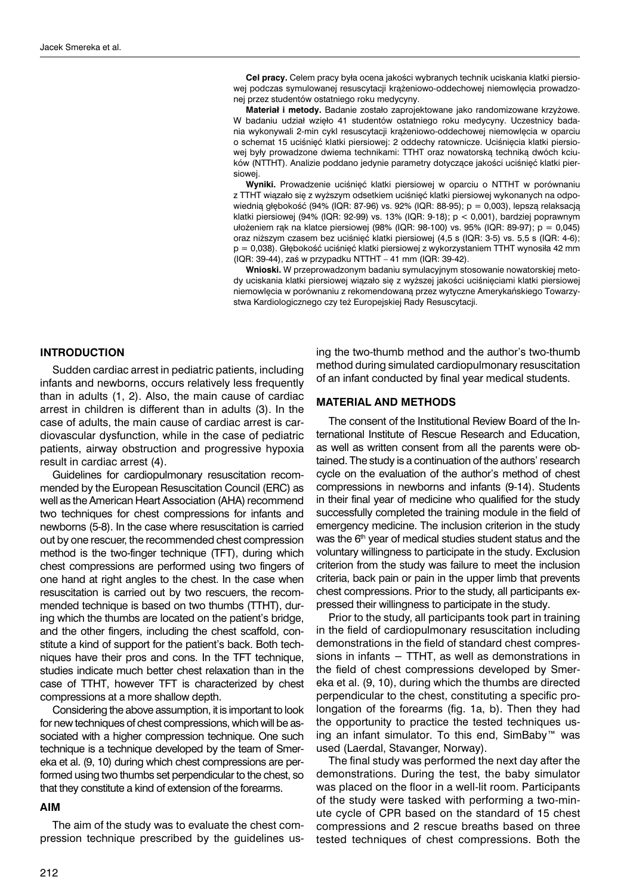**Cel pracy.** Celem pracy była ocena jakości wybranych technik uciskania klatki piersiowej podczas symulowanej resuscytacji krążeniowo-oddechowej niemowlęcia prowadzonej przez studentów ostatniego roku medycyny.

**Materiał i metody.** Badanie zostało zaprojektowane jako randomizowane krzyżowe. W badaniu udział wzięło 41 studentów ostatniego roku medycyny. Uczestnicy badania wykonywali 2-min cykl resuscytacji krążeniowo-oddechowej niemowlęcia w oparciu o schemat 15 uciśnięć klatki piersiowej: 2 oddechy ratownicze. Uciśnięcia klatki piersiowej były prowadzone dwiema technikami: TTHT oraz nowatorską techniką dwóch kciuków (NTTHT). Analizie poddano jedynie parametry dotyczące jakości uciśnięć klatki piersiowej.

**Wyniki.** Prowadzenie uciśnięć klatki piersiowej w oparciu o NTTHT w porównaniu z TTHT wiązało się z wyższym odsetkiem uciśnięć klatki piersiowej wykonanych na odpowiednią głębokość (94% (IQR: 87-96) vs. 92% (IQR: 88-95); p = 0,003), lepszą relaksacją klatki piersiowej (94% (IQR: 92-99) vs. 13% (IQR: 9-18); p < 0,001), bardziej poprawnym ułożeniem rąk na klatce piersiowej (98% (IQR: 98-100) vs. 95% (IQR: 89-97); p = 0,045) oraz niższym czasem bez uciśnięć klatki piersiowej (4,5 s (IQR: 3-5) vs. 5,5 s (IQR: 4-6); p = 0,038). Głębokość uciśnięć klatki piersiowej z wykorzystaniem TTHT wynosiła 42 mm (IQR: 39-44), zaś w przypadku NTTHT – 41 mm (IQR: 39-42).

**Wnioski.** W przeprowadzonym badaniu symulacyjnym stosowanie nowatorskiej metody uciskania klatki piersiowej wiązało się z wyższej jakości uciśnięciami klatki piersiowej niemowlęcia w porównaniu z rekomendowaną przez wytyczne Amerykańskiego Towarzystwa Kardiologicznego czy też Europejskiej Rady Resuscytacji.

## INTRODUCTION

Sudden cardiac arrest in pediatric patients, including infants and newborns, occurs relatively less frequently than in adults (1, 2). Also, the main cause of cardiac arrest in children is different than in adults (3). In the case of adults, the main cause of cardiac arrest is cardiovascular dysfunction, while in the case of pediatric patients, airway obstruction and progressive hypoxia result in cardiac arrest (4).

Guidelines for cardiopulmonary resuscitation recommended by the European Resuscitation Council (ERC) as well as the American Heart Association (AHA) recommend two techniques for chest compressions for infants and newborns (5-8). In the case where resuscitation is carried out by one rescuer, the recommended chest compression method is the two-finger technique (TFT), during which chest compressions are performed using two fingers of one hand at right angles to the chest. In the case when resuscitation is carried out by two rescuers, the recommended technique is based on two thumbs (TTHT), during which the thumbs are located on the patient's bridge, and the other fingers, including the chest scaffold, constitute a kind of support for the patient's back. Both techniques have their pros and cons. In the TFT technique, studies indicate much better chest relaxation than in the case of TTHT, however TFT is characterized by chest compressions at a more shallow depth.

Considering the above assumption, it is important to look for new techniques of chest compressions, which will be associated with a higher compression technique. One such technique is a technique developed by the team of Smereka et al. (9, 10) during which chest compressions are performed using two thumbs set perpendicular to the chest, so that they constitute a kind of extension of the forearms.

## AIM

The aim of the study was to evaluate the chest compression technique prescribed by the guidelines using the two-thumb method and the author's two-thumb method during simulated cardiopulmonary resuscitation of an infant conducted by final year medical students.

## MATERIAL AND METHODS

The consent of the Institutional Review Board of the International Institute of Rescue Research and Education, as well as written consent from all the parents were obtained. The study is a continuation of the authors' research cycle on the evaluation of the author's method of chest compressions in newborns and infants (9-14). Students in their final year of medicine who qualified for the study successfully completed the training module in the field of emergency medicine. The inclusion criterion in the study was the 6th year of medical studies student status and the voluntary willingness to participate in the study. Exclusion criterion from the study was failure to meet the inclusion criteria, back pain or pain in the upper limb that prevents chest compressions. Prior to the study, all participants expressed their willingness to participate in the study.

Prior to the study, all participants took part in training in the field of cardiopulmonary resuscitation including demonstrations in the field of standard chest compressions in infants – TTHT, as well as demonstrations in the field of chest compressions developed by Smereka et al. (9, 10), during which the thumbs are directed perpendicular to the chest, constituting a specific prolongation of the forearms (fig. 1a, b). Then they had the opportunity to practice the tested techniques using an infant simulator. To this end, SimBaby™ was used (Laerdal, Stavanger, Norway).

The final study was performed the next day after the demonstrations. During the test, the baby simulator was placed on the floor in a well-lit room. Participants of the study were tasked with performing a two-minute cycle of CPR based on the standard of 15 chest compressions and 2 rescue breaths based on three tested techniques of chest compressions. Both the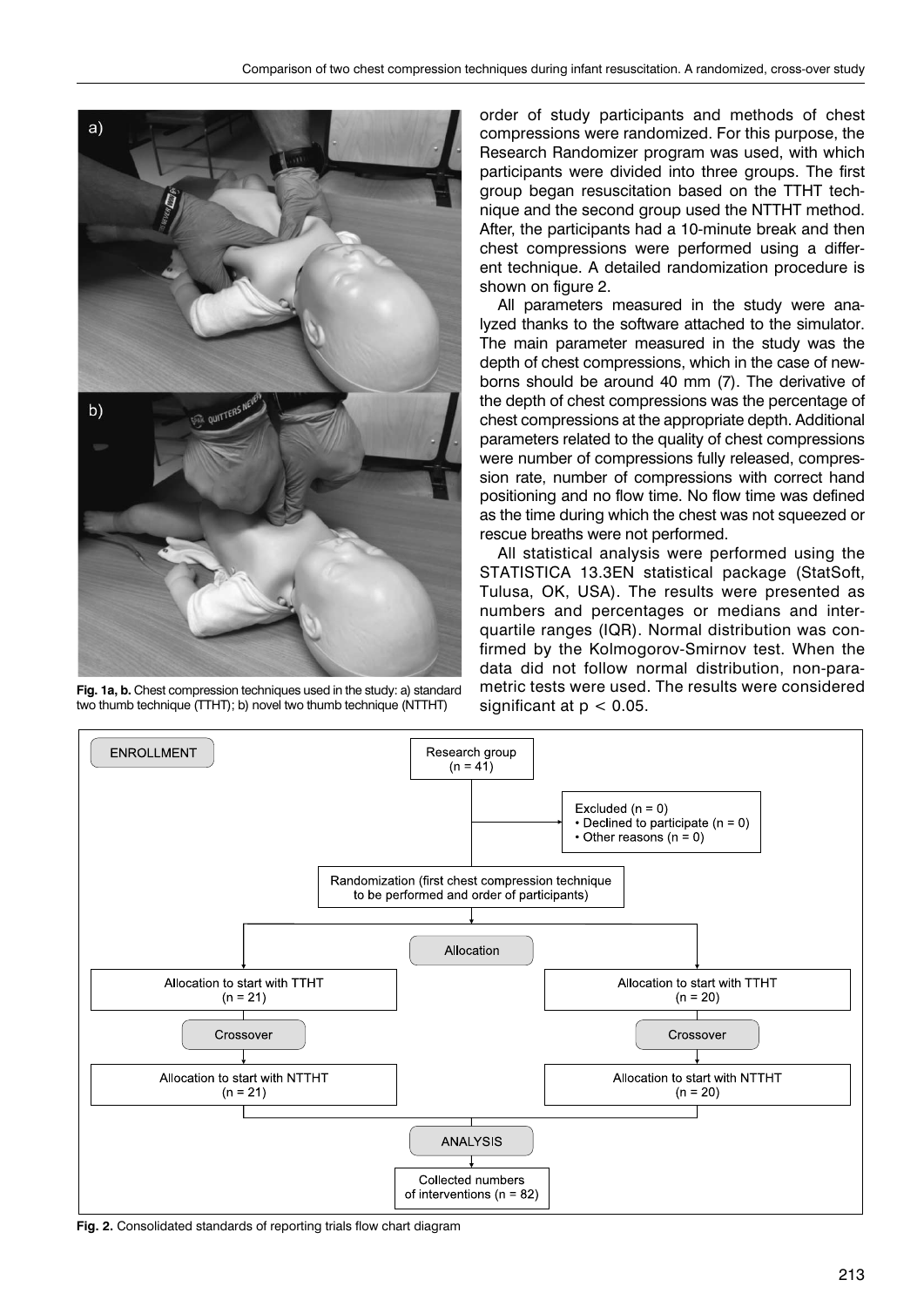Fig. 1a, b. Chest compression techniques used in the study: a) standard two thumb technique (TTHT); b) novel two thumb technique (NTTHT)

order of study participants and methods of chest compressions were randomized. For this purpose, the Research Randomizer program was used, with which participants were divided into three groups. The first group began resuscitation based on the TTHT technique and the second group used the NTTHT method. After, the participants had a 10-minute break and then chest compressions were performed using a different technique. A detailed randomization procedure is shown on figure 2.

All parameters measured in the study were analyzed thanks to the software attached to the simulator. The main parameter measured in the study was the depth of chest compressions, which in the case of newborns should be around 40 mm (7). The derivative of the depth of chest compressions was the percentage of chest compressions at the appropriate depth. Additional parameters related to the quality of chest compressions were number of compressions fully released, compression rate, number of compressions with correct hand positioning and no flow time. No flow time was defined as the time during which the chest was not squeezed or rescue breaths were not performed.

All statistical analysis were performed using the STATISTICA 13.3EN statistical package (StatSoft, Tulusa, OK, USA). The results were presented as numbers and percentages or medians and interquartile ranges (IQR). Normal distribution was confirmed by the Kolmogorov-Smirnov test. When the data did not follow normal distribution, non-parametric tests were used. The results were considered significant at $p < 0.05$.

ENROLLMENT

Research group (n = 41)

Excluded (n = 0)
- Declined to participate (n = 0)
- Other reasons (n = 0)

Randomization (first chest compression technique to be performed and order of participants)

Allocation

Allocation to start with TTHT (n = 21) | Allocation to start with TTHT (n = 20)

Crossover | Crossover

Allocation to start with NTTHT (n = 21) | Allocation to start with NTTHT (n = 20)

ANALYSIS

Collected numbers of interventions (n = 82)

Fig. 2. Consolidated standards of reporting trials flow chart diagram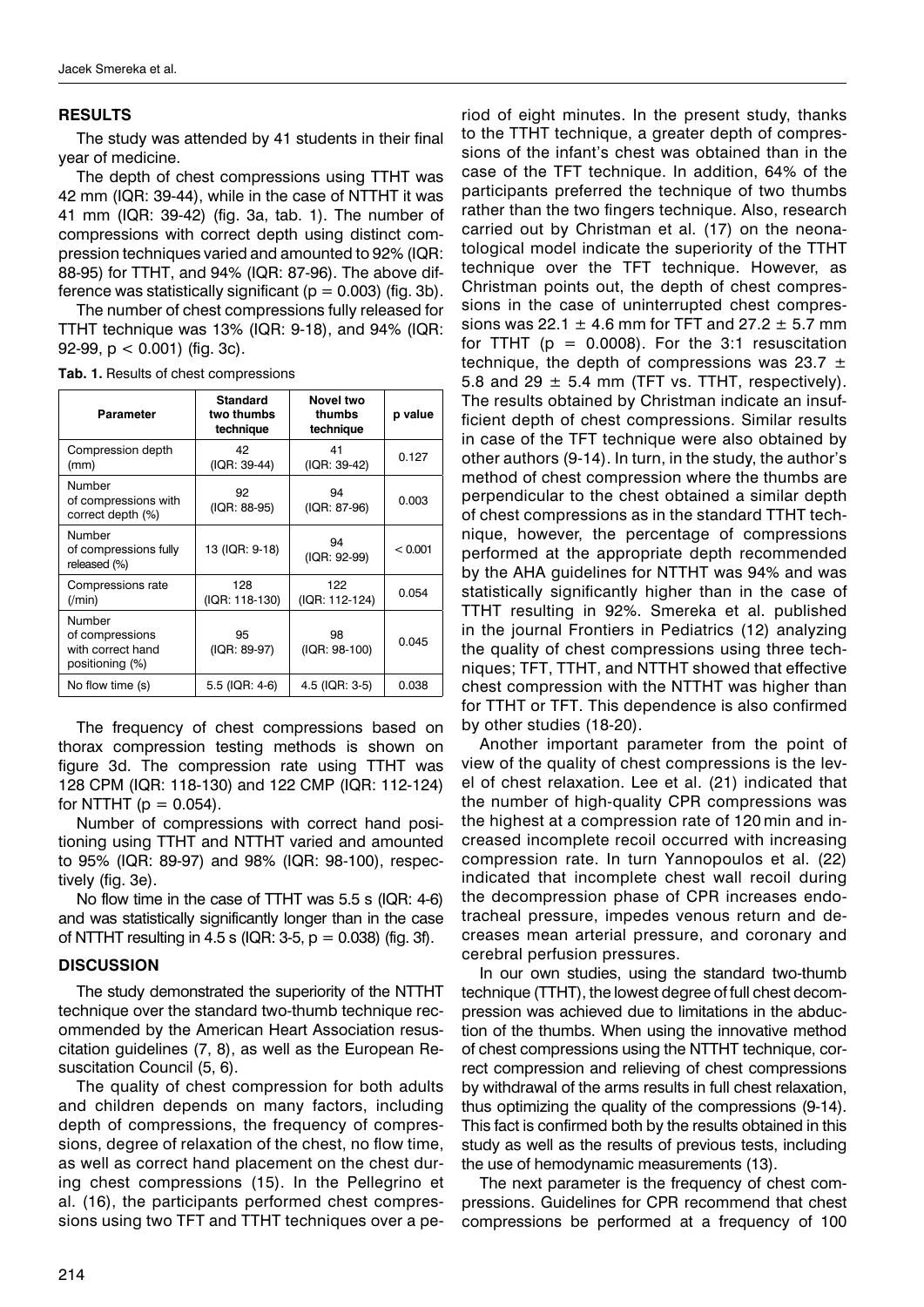## RESULTS

The study was attended by 41 students in their final year of medicine.

The depth of chest compressions using TTHT was 42 mm (IQR: 39-44), while in the case of NTTHT it was 41 mm (IQR: 39-42) (fig. 3a, tab. 1). The number of compressions with correct depth using distinct compression techniques varied and amounted to 92% (IQR: 88-95) for TTHT, and 94% (IQR: 87-96). The above difference was statistically significant ($p = 0.003$) (fig. 3b).

The number of chest compressions fully released for TTHT technique was 13% (IQR: 9-18), and 94% (IQR: 92-99, $p < 0.001$) (fig. 3c).

**Tab. 1.** Results of chest compressions

| Parameter | Standard two thumbs technique | Novel two thumbs technique | p value |
|---|---|---|---|
| Compression depth (mm) | 42 (IQR: 39-44) | 41 (IQR: 39-42) | 0.127 |
| Number of compressions with correct depth (%) | 92 (IQR: 88-95) | 94 (IQR: 87-96) | 0.003 |
| Number of compressions fully released (%) | 13 (IQR: 9-18) | 94 (IQR: 92-99) | < 0.001 |
| Compressions rate (/min) | 128 (IQR: 118-130) | 122 (IQR: 112-124) | 0.054 |
| Number of compressions with correct hand positioning (%) | 95 (IQR: 89-97) | 98 (IQR: 98-100) | 0.045 |
| No flow time (s) | 5.5 (IQR: 4-6) | 4.5 (IQR: 3-5) | 0.038 |

The frequency of chest compressions based on thorax compression testing methods is shown on figure 3d. The compression rate using TTHT was 128 CPM (IQR: 118-130) and 122 CMP (IQR: 112-124) for NTTHT ($p = 0.054$).

Number of compressions with correct hand positioning using TTHT and NTTHT varied and amounted to 95% (IQR: 89-97) and 98% (IQR: 98-100), respectively (fig. 3e).

No flow time in the case of TTHT was 5.5 s (IQR: 4-6) and was statistically significantly longer than in the case of NTTHT resulting in 4.5 s (IQR: 3-5, $p = 0.038$) (fig. 3f).

## DISCUSSION

The study demonstrated the superiority of the NTTHT technique over the standard two-thumb technique recommended by the American Heart Association resuscitation guidelines (7, 8), as well as the European Resuscitation Council (5, 6).

The quality of chest compression for both adults and children depends on many factors, including depth of compressions, the frequency of compressions, degree of relaxation of the chest, no flow time, as well as correct hand placement on the chest during chest compressions (15). In the Pellegrino et al. (16), the participants performed chest compressions using two TFT and TTHT techniques over a period of eight minutes. In the present study, thanks to the TTHT technique, a greater depth of compressions of the infant's chest was obtained than in the case of the TFT technique. In addition, 64% of the participants preferred the technique of two thumbs rather than the two fingers technique. Also, research carried out by Christman et al. (17) on the neonatological model indicate the superiority of the TTHT technique over the TFT technique. However, as Christman points out, the depth of chest compressions in the case of uninterrupted chest compressions was $22.1 \pm 4.6$ mm for TFT and $27.2 \pm 5.7$ mm for TTHT ($p = 0.0008$). For the 3:1 resuscitation technique, the depth of compressions was $23.7 \pm 5.8$ and $29 \pm 5.4$ mm (TFT vs. TTHT, respectively). The results obtained by Christman indicate an insufficient depth of chest compressions. Similar results in case of the TFT technique were also obtained by other authors (9-14). In turn, in the study, the author's method of chest compression where the thumbs are perpendicular to the chest obtained a similar depth of chest compressions as in the standard TTHT technique, however, the percentage of compressions performed at the appropriate depth recommended by the AHA guidelines for NTTHT was 94% and was statistically significantly higher than in the case of TTHT resulting in 92%. Smereka et al. published in the journal Frontiers in Pediatrics (12) analyzing the quality of chest compressions using three techniques; TFT, TTHT, and NTTHT showed that effective chest compression with the NTTHT was higher than for TTHT or TFT. This dependence is also confirmed by other studies (18-20).

Another important parameter from the point of view of the quality of chest compressions is the level of chest relaxation. Lee et al. (21) indicated that the number of high-quality CPR compressions was the highest at a compression rate of 120 min and increased incomplete recoil occurred with increasing compression rate. In turn Yannopoulos et al. (22) indicated that incomplete chest wall recoil during the decompression phase of CPR increases endotracheal pressure, impedes venous return and decreases mean arterial pressure, and coronary and cerebral perfusion pressures.

In our own studies, using the standard two-thumb technique (TTHT), the lowest degree of full chest decompression was achieved due to limitations in the abduction of the thumbs. When using the innovative method of chest compressions using the NTTHT technique, correct compression and relieving of chest compressions by withdrawal of the arms results in full chest relaxation, thus optimizing the quality of the compressions (9-14). This fact is confirmed both by the results obtained in this study as well as the results of previous tests, including the use of hemodynamic measurements (13).

The next parameter is the frequency of chest compressions. Guidelines for CPR recommend that chest compressions be performed at a frequency of 100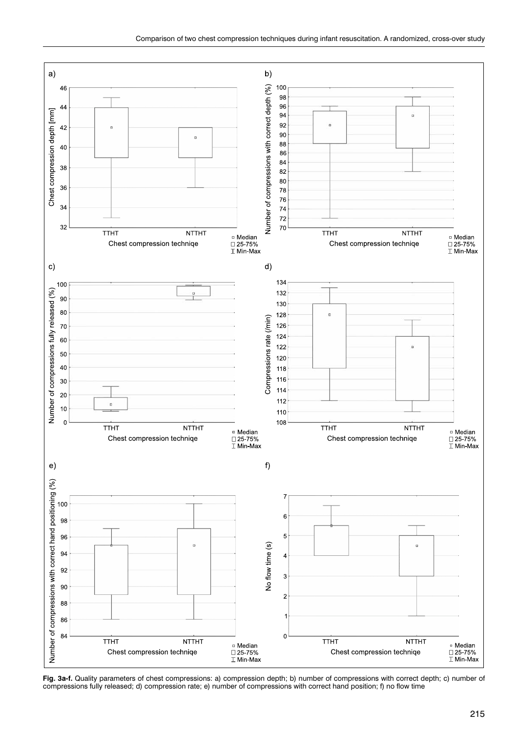**Fig. 3a-f.** Quality parameters of chest compressions: a) compression depth; b) number of compressions with correct depth; c) number of compressions fully released; d) compression rate; e) number of compressions with correct hand position; f) no flow time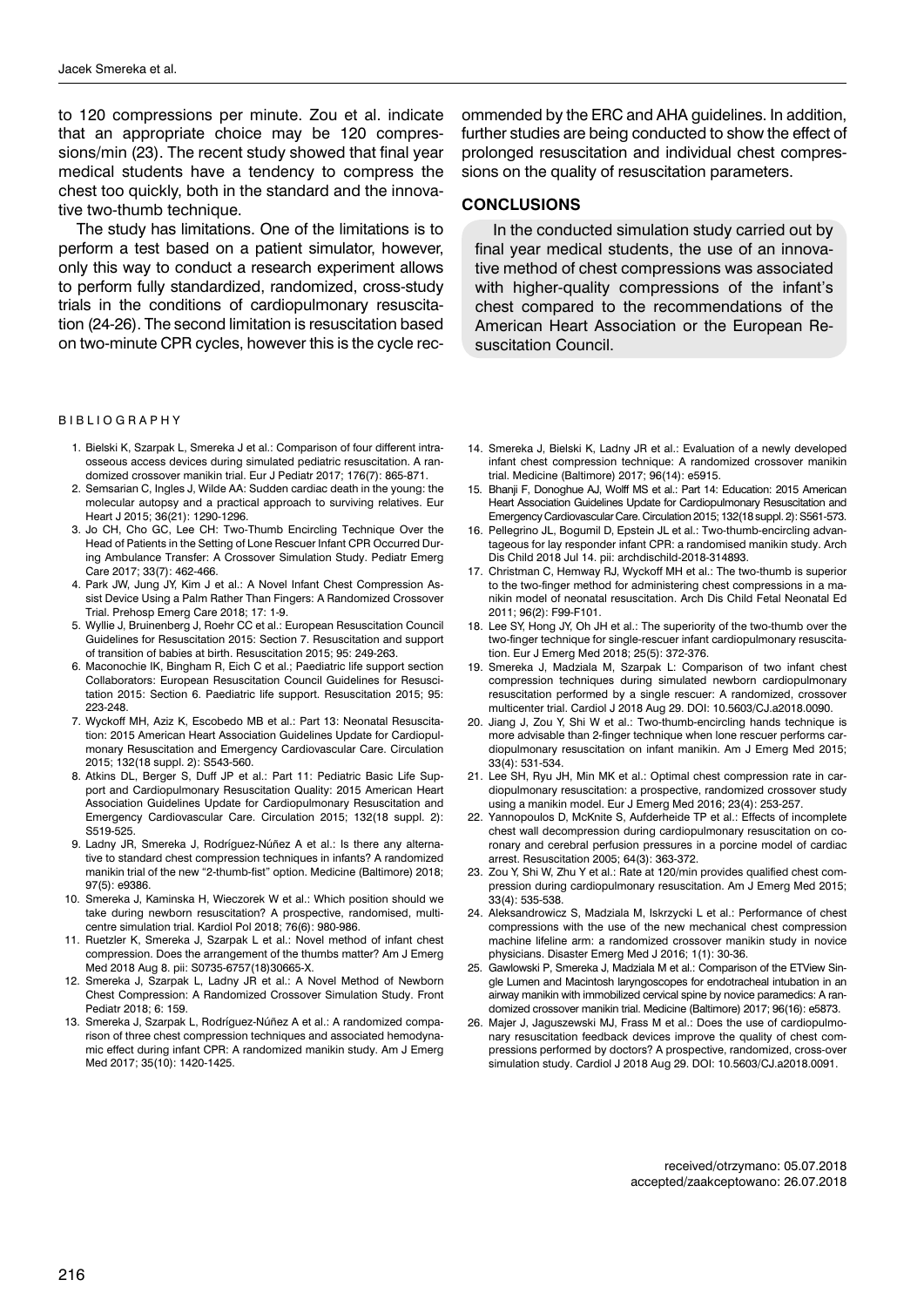to 120 compressions per minute. Zou et al. indicate that an appropriate choice may be 120 compressions/min (23). The recent study showed that final year medical students have a tendency to compress the chest too quickly, both in the standard and the innovative two-thumb technique.

The study has limitations. One of the limitations is to perform a test based on a patient simulator, however, only this way to conduct a research experiment allows to perform fully standardized, randomized, cross-study trials in the conditions of cardiopulmonary resuscitation (24-26). The second limitation is resuscitation based on two-minute CPR cycles, however this is the cycle recommended by the ERC and AHA guidelines. In addition, further studies are being conducted to show the effect of prolonged resuscitation and individual chest compressions on the quality of resuscitation parameters.

## CONCLUSIONS

In the conducted simulation study carried out by final year medical students, the use of an innovative method of chest compressions was associated with higher-quality compressions of the infant's chest compared to the recommendations of the American Heart Association or the European Resuscitation Council.

## BIBLIOGRAPHY

1. Bielski K, Szarpak L, Smereka J et al.: Comparison of four different intraosseous access devices during simulated pediatric resuscitation. A randomized crossover manikin trial. Eur J Pediatr 2017; 176(7): 865-871.
2. Semsarian C, Ingles J, Wilde AA: Sudden cardiac death in the young: the molecular autopsy and a practical approach to surviving relatives. Eur Heart J 2015; 36(21): 1290-1296.
3. Jo CH, Cho GC, Lee CH: Two-Thumb Encircling Technique Over the Head of Patients in the Setting of Lone Rescuer Infant CPR Occurred During Ambulance Transfer: A Crossover Simulation Study. Pediatr Emerg Care 2017; 33(7): 462-466.
4. Park JW, Jung JY, Kim J et al.: A Novel Infant Chest Compression Assist Device Using a Palm Rather Than Fingers: A Randomized Crossover Trial. Prehosp Emerg Care 2018; 17: 1-9.
5. Wyllie J, Bruinenberg J, Roehr CC et al.: European Resuscitation Council Guidelines for Resuscitation 2015: Section 7. Resuscitation and support of transition of babies at birth. Resuscitation 2015; 95: 249-263.
6. Maconochie IK, Bingham R, Eich C et al.; Paediatric life support section Collaborators: European Resuscitation Council Guidelines for Resuscitation 2015: Section 6. Paediatric life support. Resuscitation 2015; 95: 223-248.
7. Wyckoff MH, Aziz K, Escobedo MB et al.: Part 13: Neonatal Resuscitation: 2015 American Heart Association Guidelines Update for Cardiopulmonary Resuscitation and Emergency Cardiovascular Care. Circulation 2015; 132(18 suppl. 2): S543-560.
8. Atkins DL, Berger S, Duff JP et al.: Part 11: Pediatric Basic Life Support and Cardiopulmonary Resuscitation Quality: 2015 American Heart Association Guidelines Update for Cardiopulmonary Resuscitation and Emergency Cardiovascular Care. Circulation 2015; 132(18 suppl. 2): S519-525.
9. Ladny JR, Smereka J, Rodríguez-Núñez A et al.: Is there any alternative to standard chest compression techniques in infants? A randomized manikin trial of the new "2-thumb-fist" option. Medicine (Baltimore) 2018; 97(5): e9386.
10. Smereka J, Kaminska H, Wieczorek W et al.: Which position should we take during newborn resuscitation? A prospective, randomised, multicentre simulation trial. Kardiol Pol 2018; 76(6): 980-986.
11. Ruetzler K, Smereka J, Szarpak L et al.: Novel method of infant chest compression. Does the arrangement of the thumbs matter? Am J Emerg Med 2018 Aug 8. pii: S0735-6757(18)30665-X.
12. Smereka J, Szarpak L, Ladny JR et al.: A Novel Method of Newborn Chest Compression: A Randomized Crossover Simulation Study. Front Pediatr 2018; 6: 159.
13. Smereka J, Szarpak L, Rodríguez-Núñez A et al.: A randomized comparison of three chest compression techniques and associated hemodynamic effect during infant CPR: A randomized manikin study. Am J Emerg Med 2017; 35(10): 1420-1425.
14. Smereka J, Bielski K, Ladny JR et al.: Evaluation of a newly developed infant chest compression technique: A randomized crossover manikin trial. Medicine (Baltimore) 2017; 96(14): e5915.
15. Bhanji F, Donoghue AJ, Wolff MS et al.: Part 14: Education: 2015 American Heart Association Guidelines Update for Cardiopulmonary Resuscitation and Emergency Cardiovascular Care. Circulation 2015; 132(18 suppl. 2): S561-573.
16. Pellegrino JL, Bogumil D, Epstein JL et al.: Two-thumb-encircling advantageous for lay responder infant CPR: a randomised manikin study. Arch Dis Child 2018 Jul 14. pii: archdischild-2018-314893.
17. Christman C, Hemway RJ, Wyckoff MH et al.: The two-thumb is superior to the two-finger method for administering chest compressions in a manikin model of neonatal resuscitation. Arch Dis Child Fetal Neonatal Ed 2011; 96(2): F99-F101.
18. Lee SY, Hong JY, Oh JH et al.: The superiority of the two-thumb over the two-finger technique for single-rescuer infant cardiopulmonary resuscitation. Eur J Emerg Med 2018; 25(5): 372-376.
19. Smereka J, Madziala M, Szarpak L: Comparison of two infant chest compression techniques during simulated newborn cardiopulmonary resuscitation performed by a single rescuer: A randomized, crossover multicenter trial. Cardiol J 2018 Aug 29. DOI: 10.5603/CJ.a2018.0090.
20. Jiang J, Zou Y, Shi W et al.: Two-thumb-encircling hands technique is more advisable than 2-finger technique when lone rescuer performs cardiopulmonary resuscitation on infant manikin. Am J Emerg Med 2015; 33(4): 531-534.
21. Lee SH, Ryu JH, Min MK et al.: Optimal chest compression rate in cardiopulmonary resuscitation: a prospective, randomized crossover study using a manikin model. Eur J Emerg Med 2016; 23(4): 253-257.
22. Yannopoulos D, McKnite S, Aufderheide TP et al.: Effects of incomplete chest wall decompression during cardiopulmonary resuscitation on coronary and cerebral perfusion pressures in a porcine model of cardiac arrest. Resuscitation 2005; 64(3): 363-372.
23. Zou Y, Shi W, Zhu Y et al.: Rate at 120/min provides qualified chest compression during cardiopulmonary resuscitation. Am J Emerg Med 2015; 33(4): 535-538.
24. Aleksandrowicz S, Madziala M, Iskrzycki L et al.: Performance of chest compressions with the use of the new mechanical chest compression machine lifeline arm: a randomized crossover manikin study in novice physicians. Disaster Emerg Med J 2016; 1(1): 30-36.
25. Gawlowski P, Smereka J, Madziala M et al.: Comparison of the ETView Single Lumen and Macintosh laryngoscopes for endotracheal intubation in an airway manikin with immobilized cervical spine by novice paramedics: A randomized crossover manikin trial. Medicine (Baltimore) 2017; 96(16): e5873.
26. Majer J, Jaguszewski MJ, Frass M et al.: Does the use of cardiopulmonary resuscitation feedback devices improve the quality of chest compressions performed by doctors? A prospective, randomized, cross-over simulation study. Cardiol J 2018 Aug 29. DOI: 10.5603/CJ.a2018.0091.

received/otrzymano: 05.07.2018
accepted/zaakceptowano: 26.07.2018